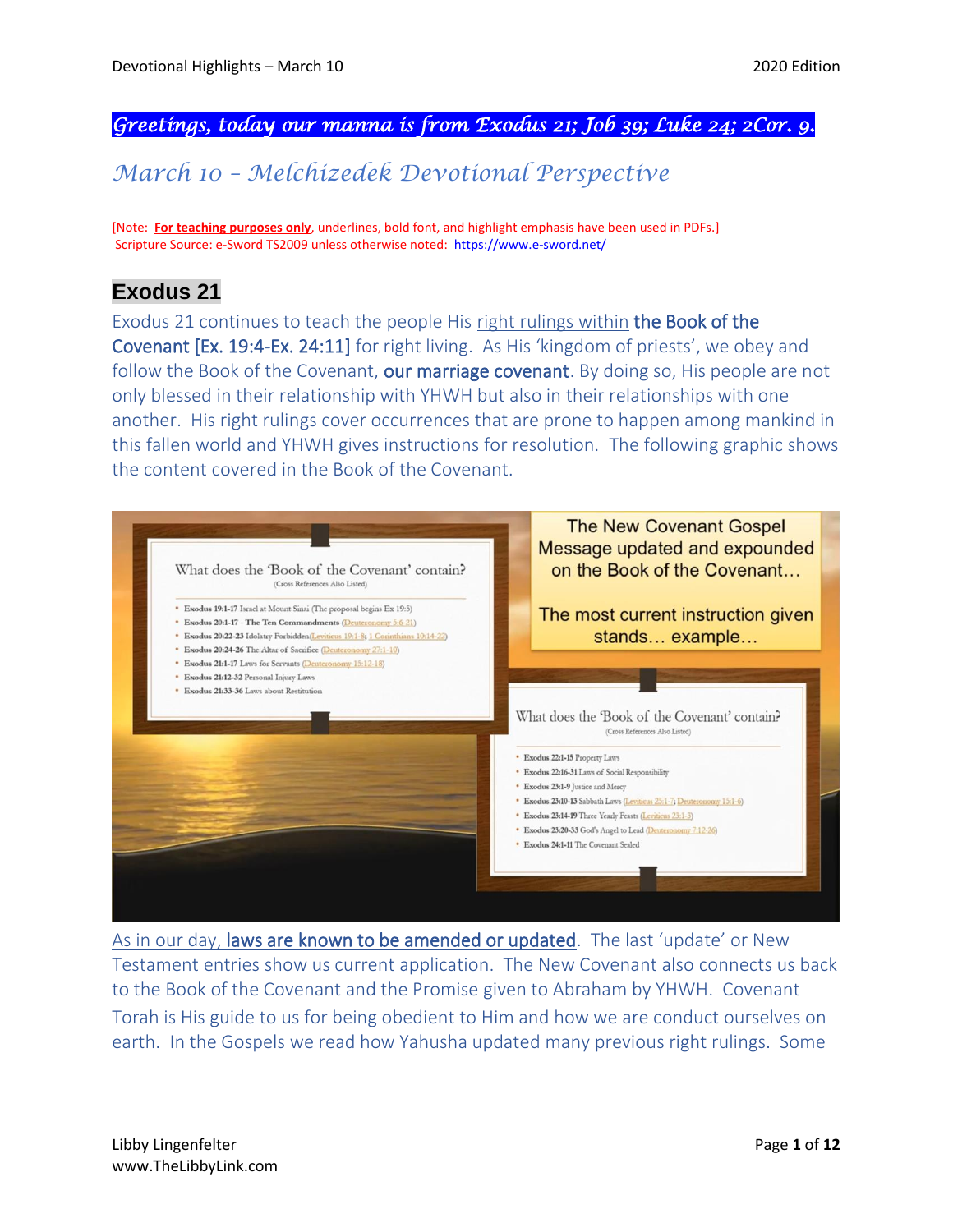*Greetings, today our manna is from Exodus 21; Job 39; Luke 24; 2Cor. 9.*

## *March 10 – Melchizedek Devotional Perspective*

[Note: **For teaching purposes only**, underlines, bold font, and highlight emphasis have been used in PDFs.]
Scripture Source: e-Sword TS2009 unless otherwise noted: https://www.e-sword.net/

## Exodus 21

Exodus 21 continues to teach the people His right rulings within the Book of the Covenant [Ex. 19:4-Ex. 24:11] for right living. As His 'kingdom of priests', we obey and follow the Book of the Covenant, our marriage covenant. By doing so, His people are not only blessed in their relationship with YHWH but also in their relationships with one another. His right rulings cover occurrences that are prone to happen among mankind in this fallen world and YHWH gives instructions for resolution. The following graphic shows the content covered in the Book of the Covenant.

What does the 'Book of the Covenant' contain?
(Cross References Also Listed)

- **Exodus 19:1-17** Israel at Mount Sinai (The proposal begins Ex 19:5)
- **Exodus 20:1-17** - **The Ten Commandments** (Deuteronomy 5:6-21)
- **Exodus 20:22-23** Idolatry Forbidden (Leviticus 19:1-8; 1 Corinthians 10:14-22)
- **Exodus 20:24-26** The Altar of Sacrifice (Deuteronomy 27:1-10)
- **Exodus 21:1-17** Laws for Servants (Deuteronomy 15:12-18)
- **Exodus 21:12-32** Personal Injury Laws
- **Exodus 21:33-36** Laws about Restitution

The New Covenant Gospel Message updated and expounded on the Book of the Covenant…

The most current instruction given stands… example…

What does the 'Book of the Covenant' contain?
(Cross References Also Listed)

- **Exodus 22:1-15** Property Laws
- **Exodus 22:16-31** Laws of Social Responsibility
- **Exodus 23:1-9** Justice and Mercy
- **Exodus 23:10-13** Sabbath Laws (Leviticus 25:1-7; Deuteronomy 15:1-6)
- **Exodus 23:14-19** Three Yearly Feasts (Leviticus 23:1-3)
- **Exodus 23:20-33** God's Angel to Lead (Deuteronomy 7:12-26)
- **Exodus 24:1-11** The Covenant Sealed

As in our day, laws are known to be amended or updated. The last 'update' or New Testament entries show us current application. The New Covenant also connects us back to the Book of the Covenant and the Promise given to Abraham by YHWH. Covenant Torah is His guide to us for being obedient to Him and how we are conduct ourselves on earth. In the Gospels we read how Yahusha updated many previous right rulings. Some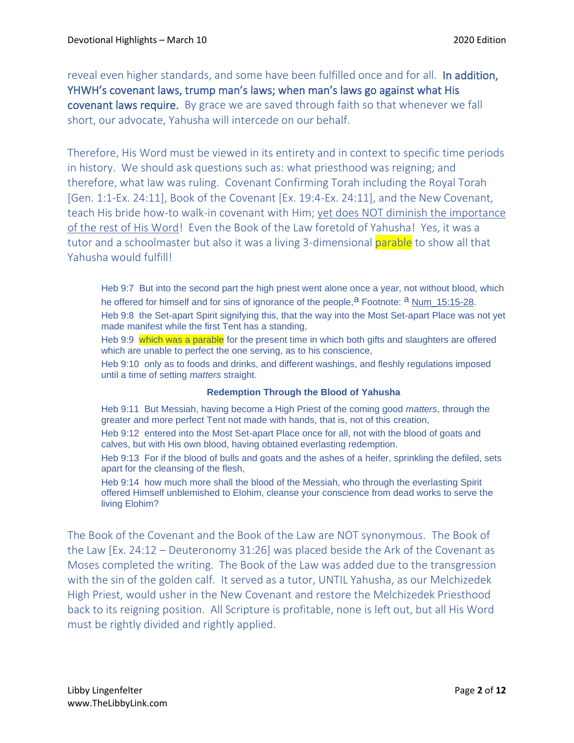reveal even higher standards, and some have been fulfilled once and for all. **In addition, YHWH's covenant laws, trump man's laws; when man's laws go against what His covenant laws require.** By grace we are saved through faith so that whenever we fall short, our advocate, Yahusha will intercede on our behalf.

Therefore, His Word must be viewed in its entirety and in context to specific time periods in history. We should ask questions such as: what priesthood was reigning; and therefore, what law was ruling. Covenant Confirming Torah including the Royal Torah [Gen. 1:1-Ex. 24:11], Book of the Covenant [Ex. 19:4-Ex. 24:11], and the New Covenant, teach His bride how-to walk-in covenant with Him; <u>yet does NOT diminish the importance of the rest of His Word</u>! Even the Book of the Law foretold of Yahusha! Yes, it was a tutor and a schoolmaster but also it was a living 3-dimensional parable to show all that Yahusha would fulfill!

> Heb 9:7 But into the second part the high priest went alone once a year, not without blood, which he offered for himself and for sins of ignorance of the people,[a] Footnote: [a] Num_15:15-28.
>
> Heb 9:8 the Set-apart Spirit signifying this, that the way into the Most Set-apart Place was not yet made manifest while the first Tent has a standing,
>
> Heb 9:9 which was a parable for the present time in which both gifts and slaughters are offered which are unable to perfect the one serving, as to his conscience,
>
> Heb 9:10 only as to foods and drinks, and different washings, and fleshly regulations imposed until a time of setting *matters* straight.
>
> **Redemption Through the Blood of Yahusha**
>
> Heb 9:11 But Messiah, having become a High Priest of the coming good *matters*, through the greater and more perfect Tent not made with hands, that is, not of this creation,
>
> Heb 9:12 entered into the Most Set-apart Place once for all, not with the blood of goats and calves, but with His own blood, having obtained everlasting redemption.
>
> Heb 9:13 For if the blood of bulls and goats and the ashes of a heifer, sprinkling the defiled, sets apart for the cleansing of the flesh,
>
> Heb 9:14 how much more shall the blood of the Messiah, who through the everlasting Spirit offered Himself unblemished to Elohim, cleanse your conscience from dead works to serve the living Elohim?

The Book of the Covenant and the Book of the Law are NOT synonymous. The Book of the Law [Ex. 24:12 – Deuteronomy 31:26] was placed beside the Ark of the Covenant as Moses completed the writing. The Book of the Law was added due to the transgression with the sin of the golden calf. It served as a tutor, UNTIL Yahusha, as our Melchizedek High Priest, would usher in the New Covenant and restore the Melchizedek Priesthood back to its reigning position. All Scripture is profitable, none is left out, but all His Word must be rightly divided and rightly applied.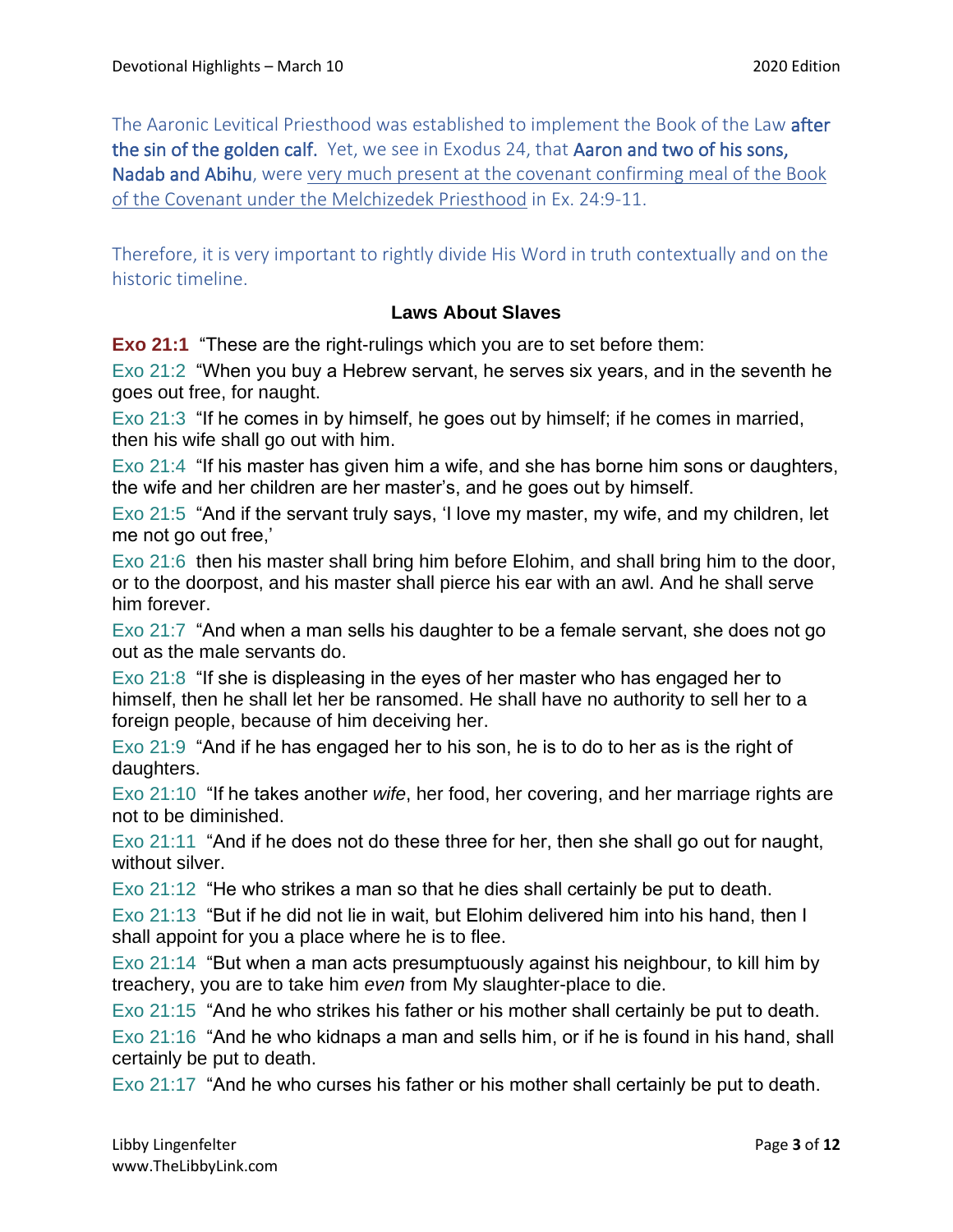The Aaronic Levitical Priesthood was established to implement the Book of the Law **after the sin of the golden calf.** Yet, we see in Exodus 24, that **Aaron and two of his sons, Nadab and Abihu**, were <u>very much present at the covenant confirming meal of the Book of the Covenant under the Melchizedek Priesthood</u> in Ex. 24:9-11.

Therefore, it is very important to rightly divide His Word in truth contextually and on the historic timeline.

### Laws About Slaves

**Exo 21:1** "These are the right-rulings which you are to set before them:

Exo 21:2 "When you buy a Hebrew servant, he serves six years, and in the seventh he goes out free, for naught.

Exo 21:3 "If he comes in by himself, he goes out by himself; if he comes in married, then his wife shall go out with him.

Exo 21:4 "If his master has given him a wife, and she has borne him sons or daughters, the wife and her children are her master's, and he goes out by himself.

Exo 21:5 "And if the servant truly says, 'I love my master, my wife, and my children, let me not go out free,'

Exo 21:6 then his master shall bring him before Elohim, and shall bring him to the door, or to the doorpost, and his master shall pierce his ear with an awl. And he shall serve him forever.

Exo 21:7 "And when a man sells his daughter to be a female servant, she does not go out as the male servants do.

Exo 21:8 "If she is displeasing in the eyes of her master who has engaged her to himself, then he shall let her be ransomed. He shall have no authority to sell her to a foreign people, because of him deceiving her.

Exo 21:9 "And if he has engaged her to his son, he is to do to her as is the right of daughters.

Exo 21:10 "If he takes another *wife*, her food, her covering, and her marriage rights are not to be diminished.

Exo 21:11 "And if he does not do these three for her, then she shall go out for naught, without silver.

Exo 21:12 "He who strikes a man so that he dies shall certainly be put to death.

Exo 21:13 "But if he did not lie in wait, but Elohim delivered him into his hand, then I shall appoint for you a place where he is to flee.

Exo 21:14 "But when a man acts presumptuously against his neighbour, to kill him by treachery, you are to take him *even* from My slaughter-place to die.

Exo 21:15 "And he who strikes his father or his mother shall certainly be put to death.

Exo 21:16 "And he who kidnaps a man and sells him, or if he is found in his hand, shall certainly be put to death.

Exo 21:17 "And he who curses his father or his mother shall certainly be put to death.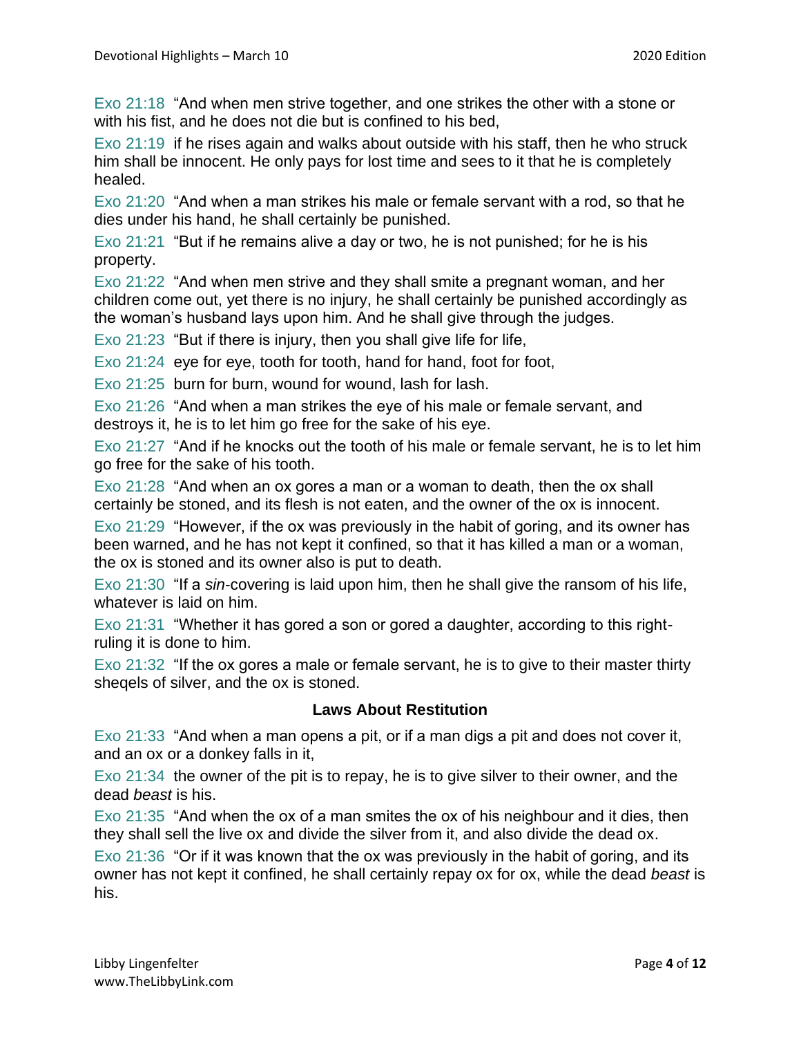Exo 21:18 "And when men strive together, and one strikes the other with a stone or with his fist, and he does not die but is confined to his bed,

Exo 21:19 if he rises again and walks about outside with his staff, then he who struck him shall be innocent. He only pays for lost time and sees to it that he is completely healed.

Exo 21:20 "And when a man strikes his male or female servant with a rod, so that he dies under his hand, he shall certainly be punished.

Exo 21:21 "But if he remains alive a day or two, he is not punished; for he is his property.

Exo 21:22 "And when men strive and they shall smite a pregnant woman, and her children come out, yet there is no injury, he shall certainly be punished accordingly as the woman's husband lays upon him. And he shall give through the judges.

Exo 21:23 "But if there is injury, then you shall give life for life,

Exo 21:24 eye for eye, tooth for tooth, hand for hand, foot for foot,

Exo 21:25 burn for burn, wound for wound, lash for lash.

Exo 21:26 "And when a man strikes the eye of his male or female servant, and destroys it, he is to let him go free for the sake of his eye.

Exo 21:27 "And if he knocks out the tooth of his male or female servant, he is to let him go free for the sake of his tooth.

Exo 21:28 "And when an ox gores a man or a woman to death, then the ox shall certainly be stoned, and its flesh is not eaten, and the owner of the ox is innocent.

Exo 21:29 "However, if the ox was previously in the habit of goring, and its owner has been warned, and he has not kept it confined, so that it has killed a man or a woman, the ox is stoned and its owner also is put to death.

Exo 21:30 "If a *sin*-covering is laid upon him, then he shall give the ransom of his life, whatever is laid on him.

Exo 21:31 "Whether it has gored a son or gored a daughter, according to this right-ruling it is done to him.

Exo 21:32 "If the ox gores a male or female servant, he is to give to their master thirty sheqels of silver, and the ox is stoned.

### Laws About Restitution

Exo 21:33 "And when a man opens a pit, or if a man digs a pit and does not cover it, and an ox or a donkey falls in it,

Exo 21:34 the owner of the pit is to repay, he is to give silver to their owner, and the dead *beast* is his.

Exo 21:35 "And when the ox of a man smites the ox of his neighbour and it dies, then they shall sell the live ox and divide the silver from it, and also divide the dead ox.

Exo 21:36 "Or if it was known that the ox was previously in the habit of goring, and its owner has not kept it confined, he shall certainly repay ox for ox, while the dead *beast* is his.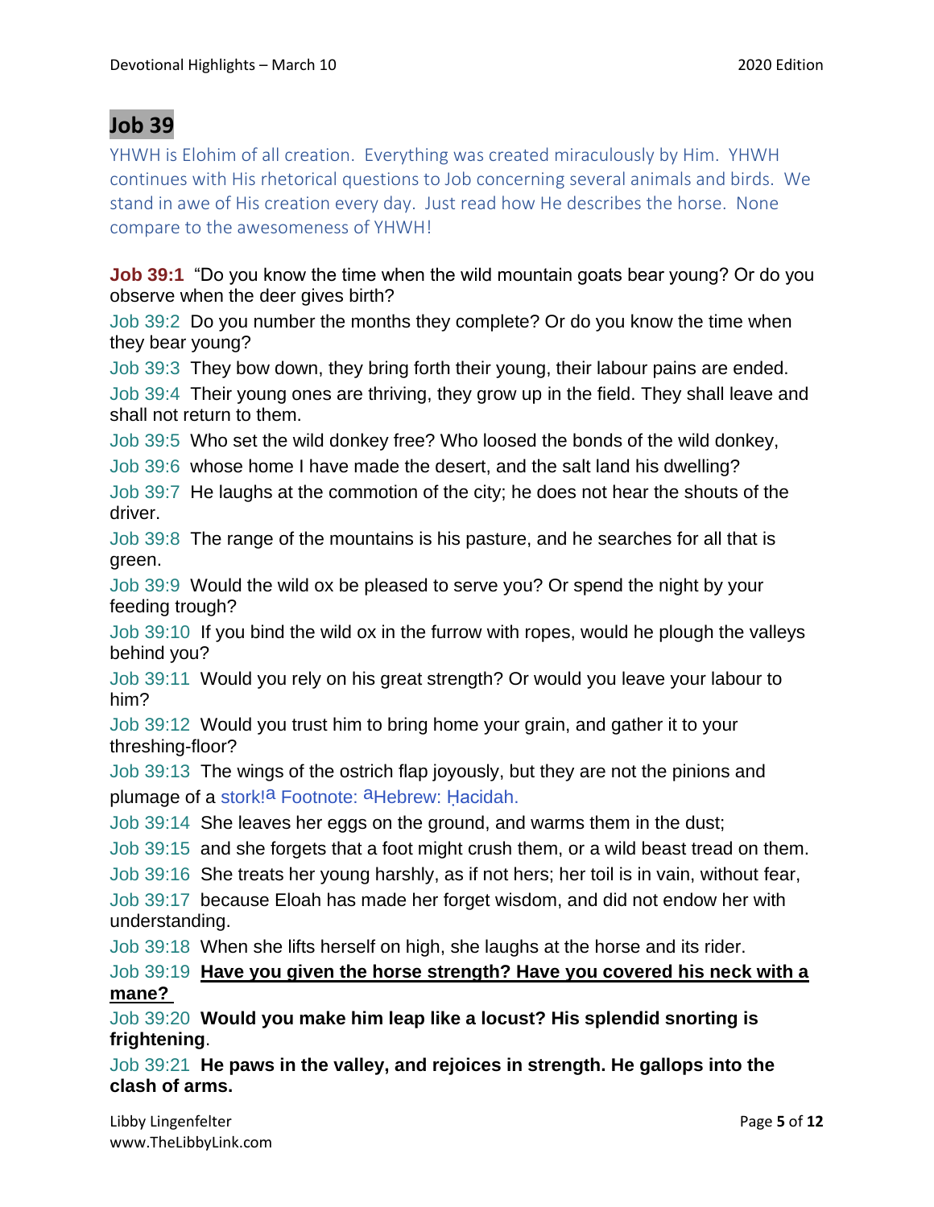## Job 39

YHWH is Elohim of all creation. Everything was created miraculously by Him. YHWH continues with His rhetorical questions to Job concerning several animals and birds. We stand in awe of His creation every day. Just read how He describes the horse. None compare to the awesomeness of YHWH!

**Job 39:1** "Do you know the time when the wild mountain goats bear young? Or do you observe when the deer gives birth?

Job 39:2 Do you number the months they complete? Or do you know the time when they bear young?

Job 39:3 They bow down, they bring forth their young, their labour pains are ended.

Job 39:4 Their young ones are thriving, they grow up in the field. They shall leave and shall not return to them.

Job 39:5 Who set the wild donkey free? Who loosed the bonds of the wild donkey,

Job 39:6 whose home I have made the desert, and the salt land his dwelling?

Job 39:7 He laughs at the commotion of the city; he does not hear the shouts of the driver.

Job 39:8 The range of the mountains is his pasture, and he searches for all that is green.

Job 39:9 Would the wild ox be pleased to serve you? Or spend the night by your feeding trough?

Job 39:10 If you bind the wild ox in the furrow with ropes, would he plough the valleys behind you?

Job 39:11 Would you rely on his great strength? Or would you leave your labour to him?

Job 39:12 Would you trust him to bring home your grain, and gather it to your threshing-floor?

Job 39:13 The wings of the ostrich flap joyously, but they are not the pinions and plumage of a stork![a] Footnote: [a]Hebrew: Ḥacidah.

Job 39:14 She leaves her eggs on the ground, and warms them in the dust;

Job 39:15 and she forgets that a foot might crush them, or a wild beast tread on them.

Job 39:16 She treats her young harshly, as if not hers; her toil is in vain, without fear,

Job 39:17 because Eloah has made her forget wisdom, and did not endow her with understanding.

Job 39:18 When she lifts herself on high, she laughs at the horse and its rider.

Job 39:19 **Have you given the horse strength? Have you covered his neck with a mane?**

Job 39:20 **Would you make him leap like a locust? His splendid snorting is frightening**.

Job 39:21 **He paws in the valley, and rejoices in strength. He gallops into the clash of arms.**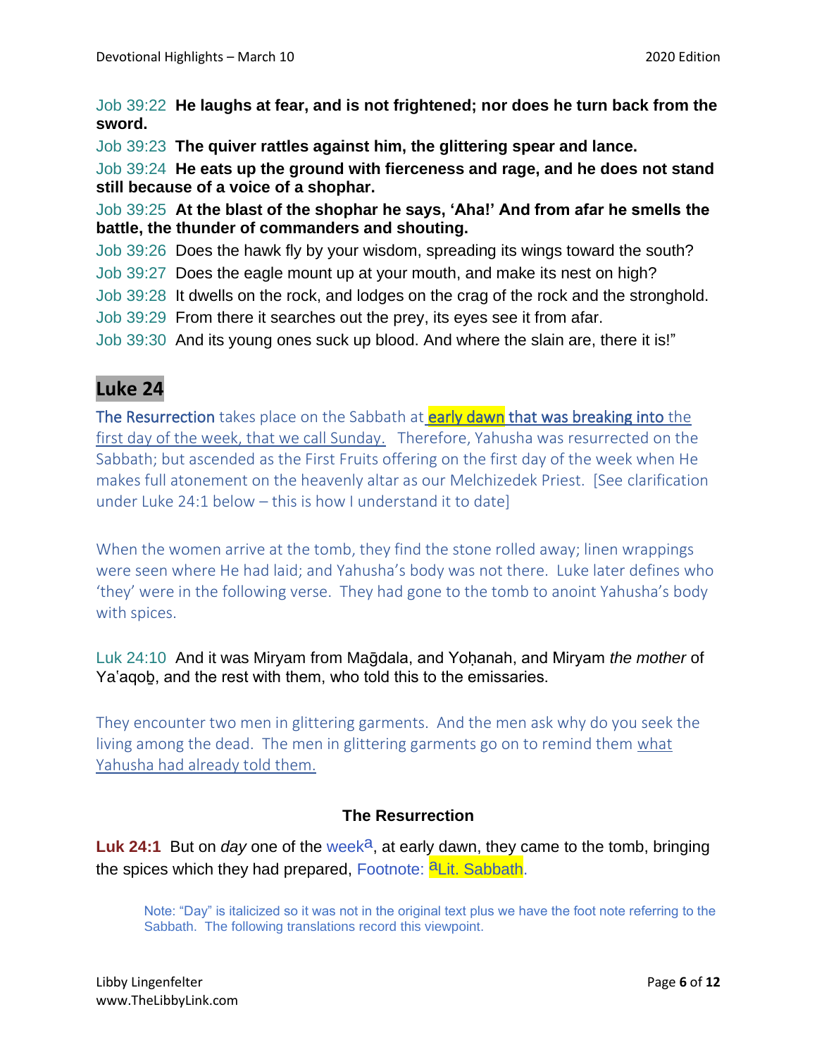Job 39:22 **He laughs at fear, and is not frightened; nor does he turn back from the sword.**

Job 39:23 **The quiver rattles against him, the glittering spear and lance.**

Job 39:24 **He eats up the ground with fierceness and rage, and he does not stand still because of a voice of a shophar.**

Job 39:25 **At the blast of the shophar he says, 'Aha!' And from afar he smells the battle, the thunder of commanders and shouting.**

Job 39:26 Does the hawk fly by your wisdom, spreading its wings toward the south?

Job 39:27 Does the eagle mount up at your mouth, and make its nest on high?

Job 39:28 It dwells on the rock, and lodges on the crag of the rock and the stronghold.

Job 39:29 From there it searches out the prey, its eyes see it from afar.

Job 39:30 And its young ones suck up blood. And where the slain are, there it is!"

## Luke 24

The Resurrection takes place on the Sabbath at early dawn that was breaking into the first day of the week, that we call Sunday. Therefore, Yahusha was resurrected on the Sabbath; but ascended as the First Fruits offering on the first day of the week when He makes full atonement on the heavenly altar as our Melchizedek Priest. [See clarification under Luke 24:1 below – this is how I understand it to date]

When the women arrive at the tomb, they find the stone rolled away; linen wrappings were seen where He had laid; and Yahusha's body was not there. Luke later defines who 'they' were in the following verse. They had gone to the tomb to anoint Yahusha's body with spices.

Luk 24:10 And it was Miryam from Maḡdala, and Yoḥanah, and Miryam *the mother* of Ya'aqoḇ, and the rest with them, who told this to the emissaries.

They encounter two men in glittering garments. And the men ask why do you seek the living among the dead. The men in glittering garments go on to remind them what Yahusha had already told them.

### The Resurrection

**Luk 24:1** But on *day* one of the week[a], at early dawn, they came to the tomb, bringing the spices which they had prepared, Footnote: [a]Lit. Sabbath.

> Note: "Day" is italicized so it was not in the original text plus we have the foot note referring to the Sabbath. The following translations record this viewpoint.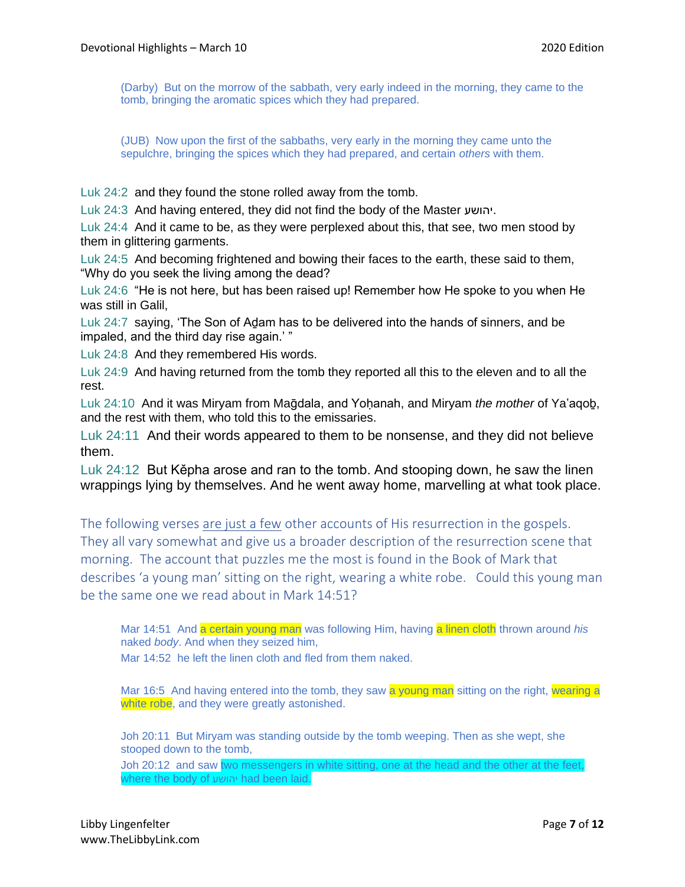(Darby) But on the morrow of the sabbath, very early indeed in the morning, they came to the tomb, bringing the aromatic spices which they had prepared.

(JUB) Now upon the first of the sabbaths, very early in the morning they came unto the sepulchre, bringing the spices which they had prepared, and certain *others* with them.

Luk 24:2 and they found the stone rolled away from the tomb.

Luk 24:3 And having entered, they did not find the body of the Master יהושע.

Luk 24:4 And it came to be, as they were perplexed about this, that see, two men stood by them in glittering garments.

Luk 24:5 And becoming frightened and bowing their faces to the earth, these said to them, “Why do you seek the living among the dead?

Luk 24:6 “He is not here, but has been raised up! Remember how He spoke to you when He was still in Galil,

Luk 24:7 saying, ‘The Son of Aḏam has to be delivered into the hands of sinners, and be impaled, and the third day rise again.’ ”

Luk 24:8 And they remembered His words.

Luk 24:9 And having returned from the tomb they reported all this to the eleven and to all the rest.

Luk 24:10 And it was Miryam from Maḡdala, and Yoḥanah, and Miryam *the mother* of Ya’aqoḇ, and the rest with them, who told this to the emissaries.

Luk 24:11 And their words appeared to them to be nonsense, and they did not believe them.

Luk 24:12 But Kěpha arose and ran to the tomb. And stooping down, he saw the linen wrappings lying by themselves. And he went away home, marvelling at what took place.

The following verses are just a few other accounts of His resurrection in the gospels. They all vary somewhat and give us a broader description of the resurrection scene that morning. The account that puzzles me the most is found in the Book of Mark that describes ‘a young man’ sitting on the right, wearing a white robe. Could this young man be the same one we read about in Mark 14:51?

Mar 14:51 And a certain young man was following Him, having a linen cloth thrown around *his* naked *body*. And when they seized him,

Mar 14:52 he left the linen cloth and fled from them naked.

Mar 16:5 And having entered into the tomb, they saw a young man sitting on the right, wearing a white robe, and they were greatly astonished.

Joh 20:11 But Miryam was standing outside by the tomb weeping. Then as she wept, she stooped down to the tomb,

Joh 20:12 and saw two messengers in white sitting, one at the head and the other at the feet, where the body of יהושע had been laid.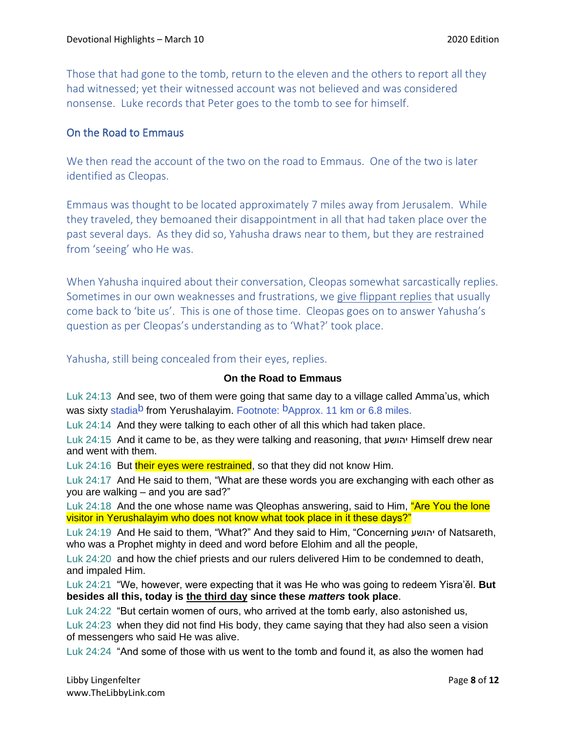Those that had gone to the tomb, return to the eleven and the others to report all they had witnessed; yet their witnessed account was not believed and was considered nonsense. Luke records that Peter goes to the tomb to see for himself.

## On the Road to Emmaus

We then read the account of the two on the road to Emmaus. One of the two is later identified as Cleopas.

Emmaus was thought to be located approximately 7 miles away from Jerusalem. While they traveled, they bemoaned their disappointment in all that had taken place over the past several days. As they did so, Yahusha draws near to them, but they are restrained from 'seeing' who He was.

When Yahusha inquired about their conversation, Cleopas somewhat sarcastically replies. Sometimes in our own weaknesses and frustrations, we give flippant replies that usually come back to 'bite us'. This is one of those time. Cleopas goes on to answer Yahusha's question as per Cleopas's understanding as to 'What?' took place.

Yahusha, still being concealed from their eyes, replies.

**On the Road to Emmaus**

Luk 24:13 And see, two of them were going that same day to a village called Amma'us, which was sixty stadia[b] from Yerushalayim. Footnote: [b]Approx. 11 km or 6.8 miles.

Luk 24:14 And they were talking to each other of all this which had taken place.

Luk 24:15 And it came to be, as they were talking and reasoning, that יהושע Himself drew near and went with them.

Luk 24:16 But their eyes were restrained, so that they did not know Him.

Luk 24:17 And He said to them, "What are these words you are exchanging with each other as you are walking – and you are sad?"

Luk 24:18 And the one whose name was Qleophas answering, said to Him, "Are You the lone visitor in Yerushalayim who does not know what took place in it these days?"

Luk 24:19 And He said to them, "What?" And they said to Him, "Concerning יהושע of Natsareth, who was a Prophet mighty in deed and word before Elohim and all the people,

Luk 24:20 and how the chief priests and our rulers delivered Him to be condemned to death, and impaled Him.

Luk 24:21 "We, however, were expecting that it was He who was going to redeem Yisra'ěl. **But besides all this, today is the third day since these *matters* took place**.

Luk 24:22 "But certain women of ours, who arrived at the tomb early, also astonished us,

Luk 24:23 when they did not find His body, they came saying that they had also seen a vision of messengers who said He was alive.

Luk 24:24 "And some of those with us went to the tomb and found it, as also the women had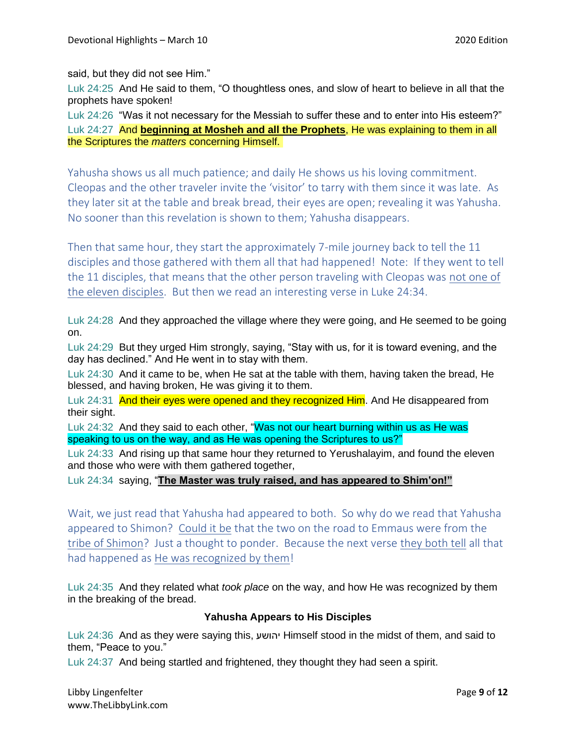said, but they did not see Him."

Luk 24:25 And He said to them, "O thoughtless ones, and slow of heart to believe in all that the prophets have spoken!

Luk 24:26 "Was it not necessary for the Messiah to suffer these and to enter into His esteem?"

Luk 24:27 And **beginning at Mosheh and all the Prophets**, He was explaining to them in all the Scriptures the *matters* concerning Himself.

Yahusha shows us all much patience; and daily He shows us his loving commitment. Cleopas and the other traveler invite the 'visitor' to tarry with them since it was late. As they later sit at the table and break bread, their eyes are open; revealing it was Yahusha. No sooner than this revelation is shown to them; Yahusha disappears.

Then that same hour, they start the approximately 7-mile journey back to tell the 11 disciples and those gathered with them all that had happened! Note: If they went to tell the 11 disciples, that means that the other person traveling with Cleopas was not one of the eleven disciples. But then we read an interesting verse in Luke 24:34.

Luk 24:28 And they approached the village where they were going, and He seemed to be going on.

Luk 24:29 But they urged Him strongly, saying, "Stay with us, for it is toward evening, and the day has declined." And He went in to stay with them.

Luk 24:30 And it came to be, when He sat at the table with them, having taken the bread, He blessed, and having broken, He was giving it to them.

Luk 24:31 And their eyes were opened and they recognized Him. And He disappeared from their sight.

Luk 24:32 And they said to each other, "Was not our heart burning within us as He was speaking to us on the way, and as He was opening the Scriptures to us?"

Luk 24:33 And rising up that same hour they returned to Yerushalayim, and found the eleven and those who were with them gathered together,

Luk 24:34 saying, "**The Master was truly raised, and has appeared to Shim'on!"**

Wait, we just read that Yahusha had appeared to both. So why do we read that Yahusha appeared to Shimon? Could it be that the two on the road to Emmaus were from the tribe of Shimon? Just a thought to ponder. Because the next verse they both tell all that had happened as He was recognized by them!

Luk 24:35 And they related what *took place* on the way, and how He was recognized by them in the breaking of the bread.

**Yahusha Appears to His Disciples**

Luk 24:36 And as they were saying this, יהושע Himself stood in the midst of them, and said to them, "Peace to you."

Luk 24:37 And being startled and frightened, they thought they had seen a spirit.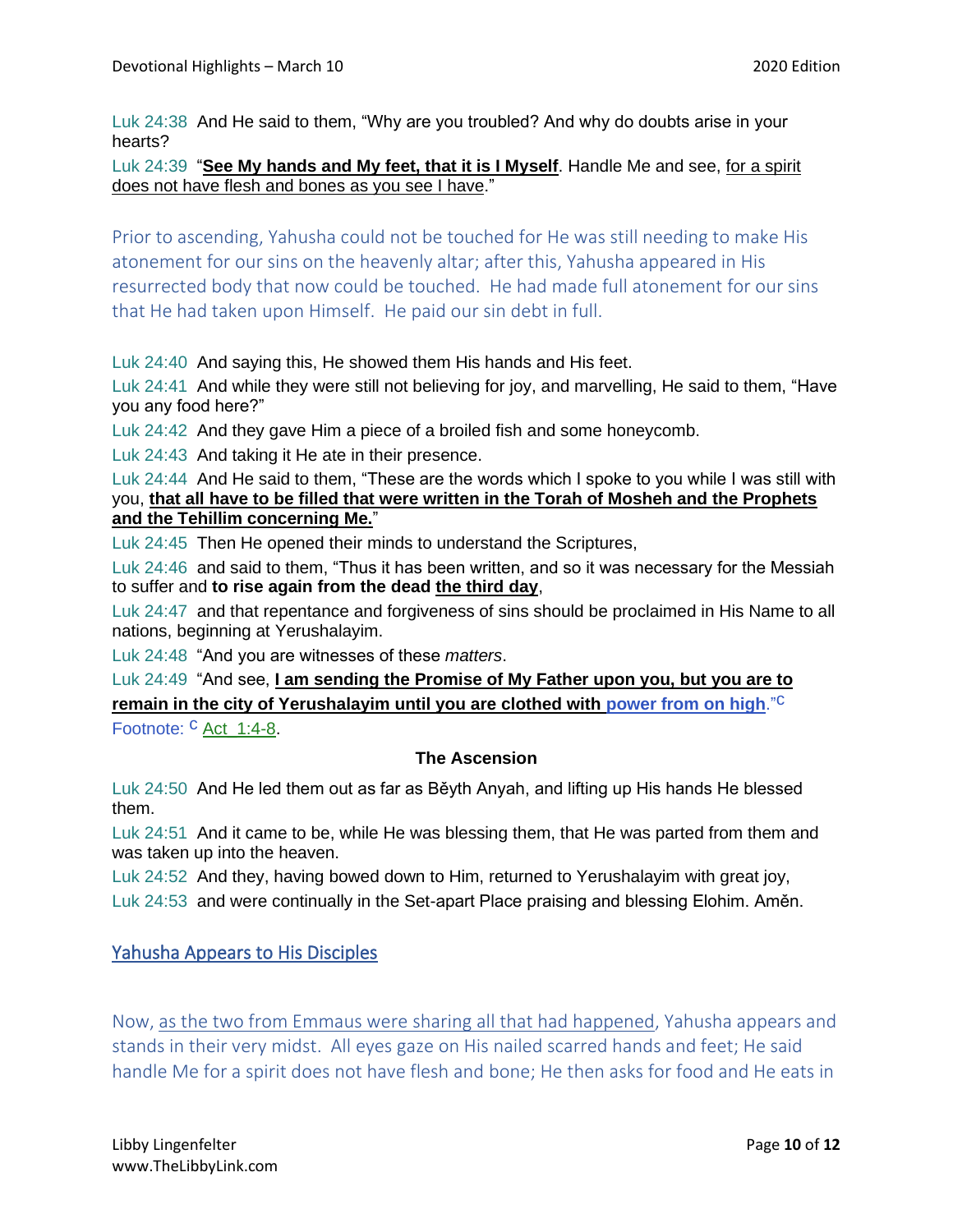Luk 24:38 And He said to them, "Why are you troubled? And why do doubts arise in your hearts?

Luk 24:39 "**See My hands and My feet, that it is I Myself**. Handle Me and see, for a spirit does not have flesh and bones as you see I have."

Prior to ascending, Yahusha could not be touched for He was still needing to make His atonement for our sins on the heavenly altar; after this, Yahusha appeared in His resurrected body that now could be touched. He had made full atonement for our sins that He had taken upon Himself. He paid our sin debt in full.

Luk 24:40 And saying this, He showed them His hands and His feet.

Luk 24:41 And while they were still not believing for joy, and marvelling, He said to them, "Have you any food here?"

Luk 24:42 And they gave Him a piece of a broiled fish and some honeycomb.

Luk 24:43 And taking it He ate in their presence.

Luk 24:44 And He said to them, "These are the words which I spoke to you while I was still with you, **that all have to be filled that were written in the Torah of Mosheh and the Prophets and the Tehillim concerning Me.**"

Luk 24:45 Then He opened their minds to understand the Scriptures,

Luk 24:46 and said to them, "Thus it has been written, and so it was necessary for the Messiah to suffer and **to rise again from the dead the third day**,

Luk 24:47 and that repentance and forgiveness of sins should be proclaimed in His Name to all nations, beginning at Yerushalayim.

Luk 24:48 "And you are witnesses of these *matters*.

Luk 24:49 "And see, **I am sending the Promise of My Father upon you, but you are to remain in the city of Yerushalayim until you are clothed with power from on high**."[C]

Footnote: [C] Act_1:4-8.

### The Ascension

Luk 24:50 And He led them out as far as Běyth Anyah, and lifting up His hands He blessed them.

Luk 24:51 And it came to be, while He was blessing them, that He was parted from them and was taken up into the heaven.

Luk 24:52 And they, having bowed down to Him, returned to Yerushalayim with great joy,

Luk 24:53 and were continually in the Set-apart Place praising and blessing Elohim. Aměn.

## Yahusha Appears to His Disciples

Now, as the two from Emmaus were sharing all that had happened, Yahusha appears and stands in their very midst. All eyes gaze on His nailed scarred hands and feet; He said handle Me for a spirit does not have flesh and bone; He then asks for food and He eats in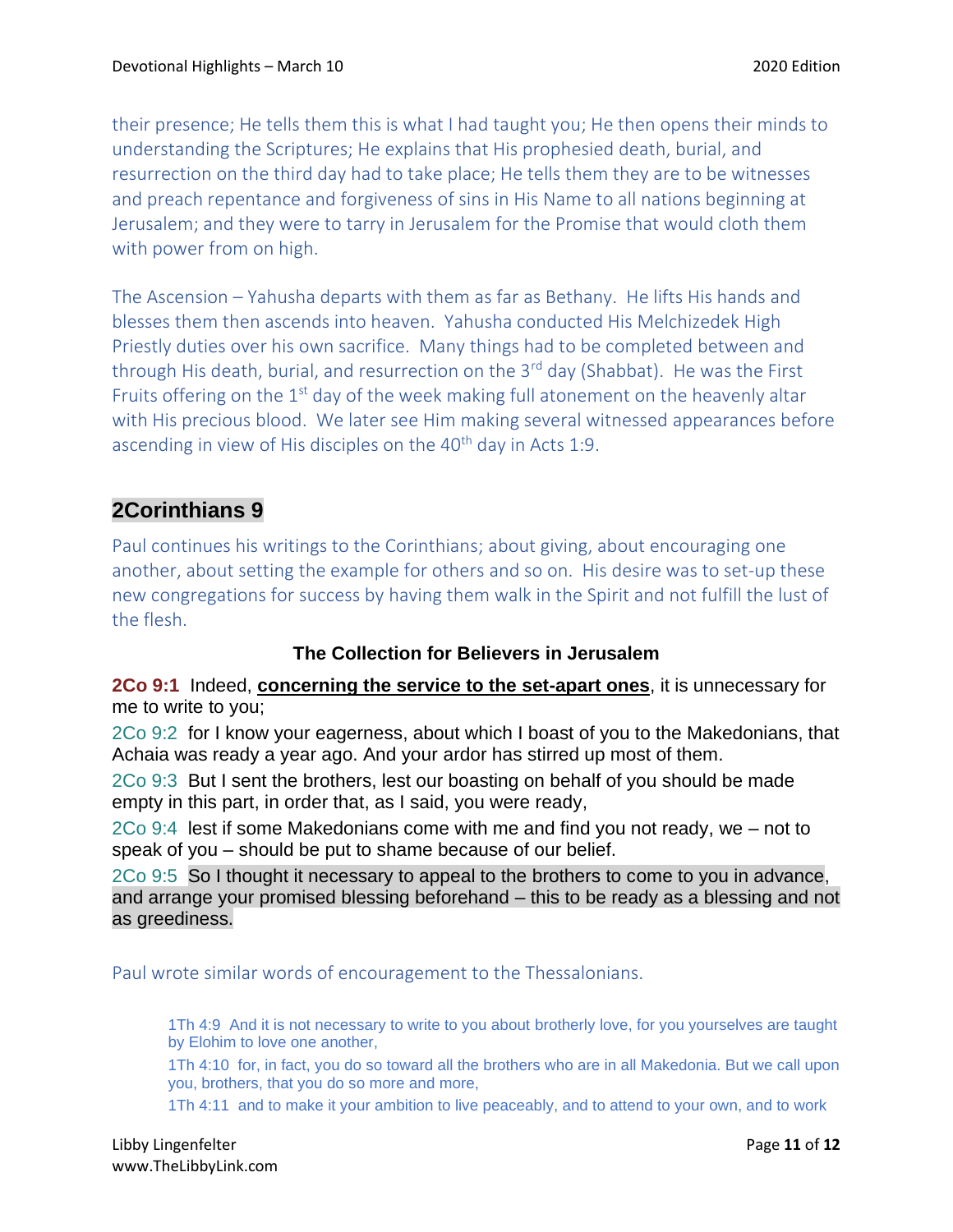their presence; He tells them this is what I had taught you; He then opens their minds to understanding the Scriptures; He explains that His prophesied death, burial, and resurrection on the third day had to take place; He tells them they are to be witnesses and preach repentance and forgiveness of sins in His Name to all nations beginning at Jerusalem; and they were to tarry in Jerusalem for the Promise that would cloth them with power from on high.

The Ascension – Yahusha departs with them as far as Bethany. He lifts His hands and blesses them then ascends into heaven. Yahusha conducted His Melchizedek High Priestly duties over his own sacrifice. Many things had to be completed between and through His death, burial, and resurrection on the 3rd day (Shabbat). He was the First Fruits offering on the 1st day of the week making full atonement on the heavenly altar with His precious blood. We later see Him making several witnessed appearances before ascending in view of His disciples on the 40th day in Acts 1:9.

## 2Corinthians 9

Paul continues his writings to the Corinthians; about giving, about encouraging one another, about setting the example for others and so on. His desire was to set-up these new congregations for success by having them walk in the Spirit and not fulfill the lust of the flesh.

### The Collection for Believers in Jerusalem

**2Co 9:1** Indeed, **concerning the service to the set-apart ones**, it is unnecessary for me to write to you;

2Co 9:2 for I know your eagerness, about which I boast of you to the Makedonians, that Achaia was ready a year ago. And your ardor has stirred up most of them.

2Co 9:3 But I sent the brothers, lest our boasting on behalf of you should be made empty in this part, in order that, as I said, you were ready,

2Co 9:4 lest if some Makedonians come with me and find you not ready, we – not to speak of you – should be put to shame because of our belief.

2Co 9:5 So I thought it necessary to appeal to the brothers to come to you in advance, and arrange your promised blessing beforehand – this to be ready as a blessing and not as greediness.

Paul wrote similar words of encouragement to the Thessalonians.

> 1Th 4:9 And it is not necessary to write to you about brotherly love, for you yourselves are taught by Elohim to love one another,
>
> 1Th 4:10 for, in fact, you do so toward all the brothers who are in all Makedonia. But we call upon you, brothers, that you do so more and more,
>
> 1Th 4:11 and to make it your ambition to live peaceably, and to attend to your own, and to work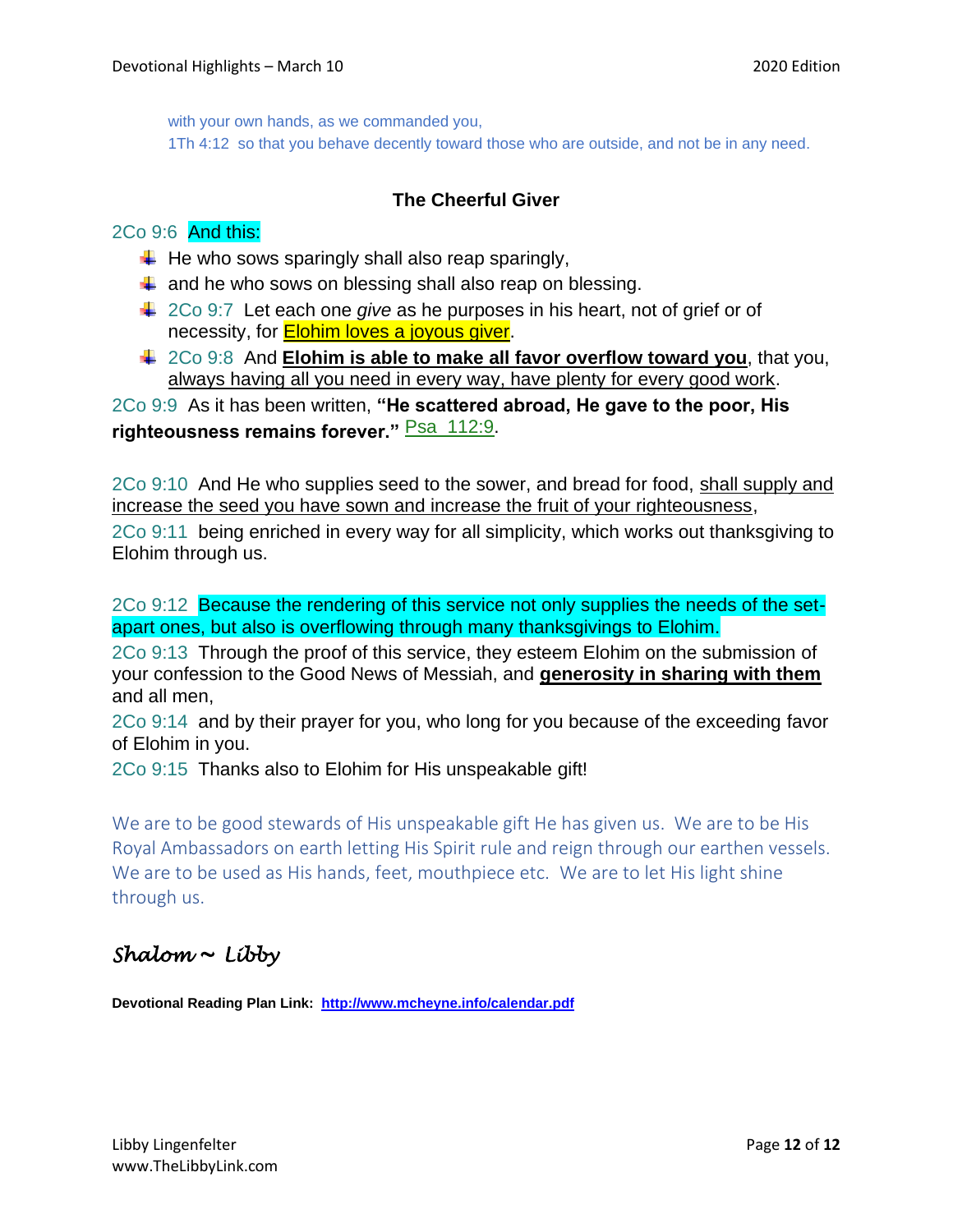with your own hands, as we commanded you,

1Th 4:12 so that you behave decently toward those who are outside, and not be in any need.

### The Cheerful Giver

2Co 9:6 And this:

- He who sows sparingly shall also reap sparingly,
- and he who sows on blessing shall also reap on blessing.
- 2Co 9:7 Let each one *give* as he purposes in his heart, not of grief or of necessity, for Elohim loves a joyous giver.
- 2Co 9:8 And **Elohim is able to make all favor overflow toward you**, that you, always having all you need in every way, have plenty for every good work.

2Co 9:9 As it has been written, **"He scattered abroad, He gave to the poor, His righteousness remains forever."** Psa 112:9.

2Co 9:10 And He who supplies seed to the sower, and bread for food, shall supply and increase the seed you have sown and increase the fruit of your righteousness,

2Co 9:11 being enriched in every way for all simplicity, which works out thanksgiving to Elohim through us.

2Co 9:12 Because the rendering of this service not only supplies the needs of the set-apart ones, but also is overflowing through many thanksgivings to Elohim.

2Co 9:13 Through the proof of this service, they esteem Elohim on the submission of your confession to the Good News of Messiah, and **generosity in sharing with them** and all men,

2Co 9:14 and by their prayer for you, who long for you because of the exceeding favor of Elohim in you.

2Co 9:15 Thanks also to Elohim for His unspeakable gift!

We are to be good stewards of His unspeakable gift He has given us. We are to be His Royal Ambassadors on earth letting His Spirit rule and reign through our earthen vessels. We are to be used as His hands, feet, mouthpiece etc. We are to let His light shine through us.

*Shalom ~ Libby*

**Devotional Reading Plan Link: http://www.mcheyne.info/calendar.pdf**